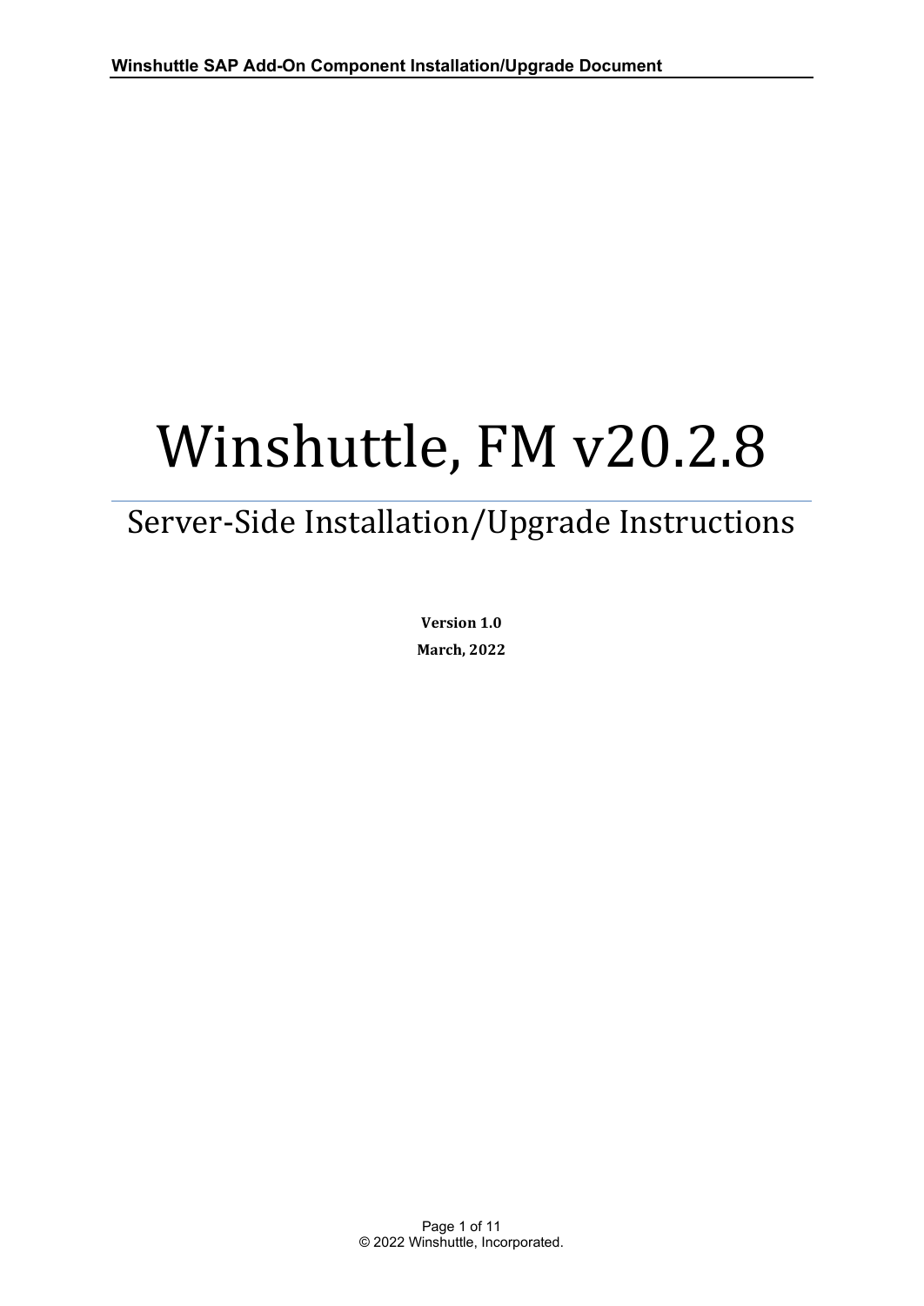# Winshuttle, FM v20.2.8

## Server-Side Installation/Upgrade Instructions

**Version 1.0**

**March, 2022**

© 2022 Winshuttle, Incorporated.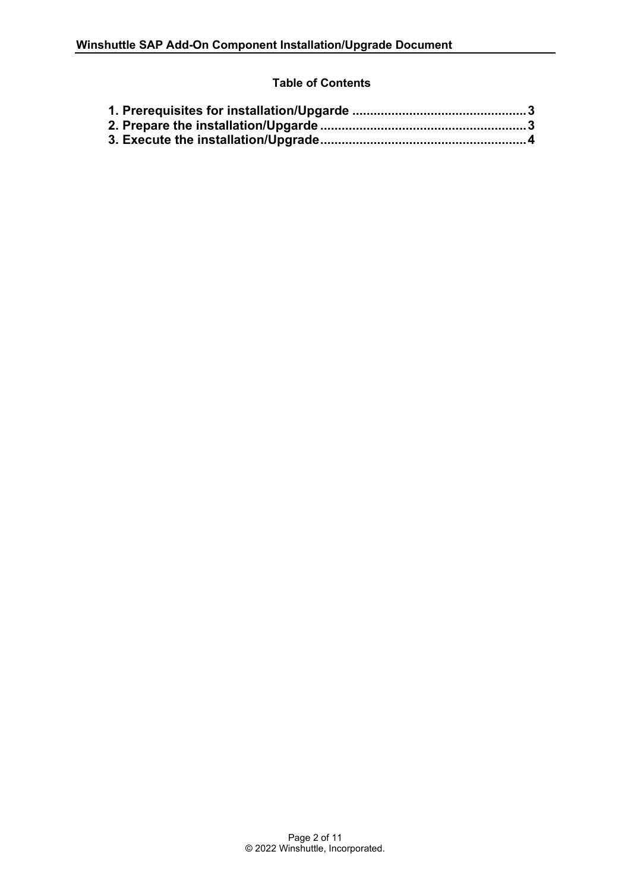**Table of Contents**

**1. Prerequisites for installation/Upgarde ................................................ 3**
**2. Prepare the installation/Upgarde ........................................................ 3**
**3. Execute the installation/Upgrade......................................................... 4**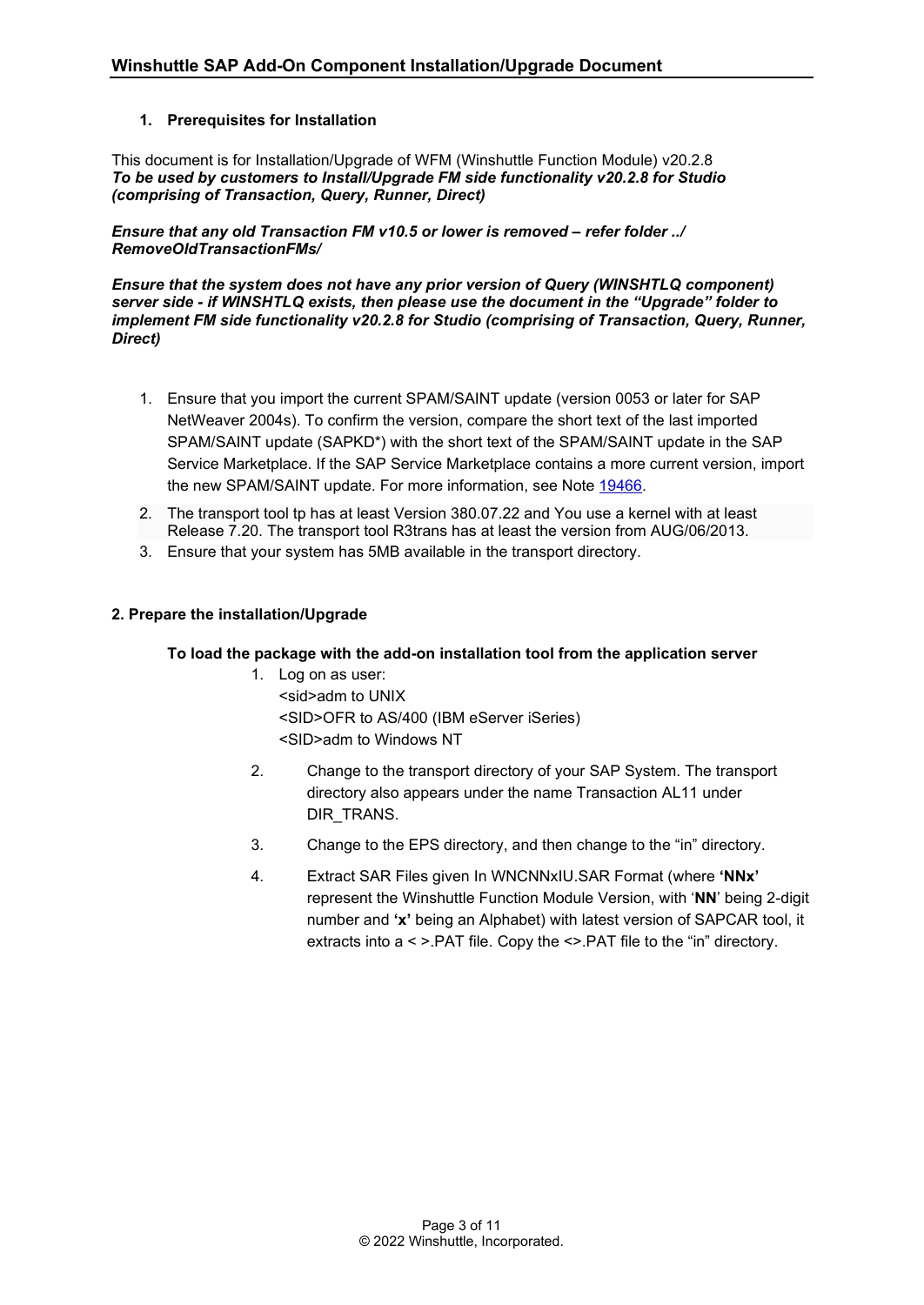## 1. Prerequisites for Installation

This document is for Installation/Upgrade of WFM (Winshuttle Function Module) v20.2.8
***To be used by customers to Install/Upgrade FM side functionality v20.2.8 for Studio (comprising of Transaction, Query, Runner, Direct)***

***Ensure that any old Transaction FM v10.5 or lower is removed – refer folder ../ RemoveOldTransactionFMs/***

***Ensure that the system does not have any prior version of Query (WINSHTLQ component) server side - if WINSHTLQ exists, then please use the document in the "Upgrade" folder to implement FM side functionality v20.2.8 for Studio (comprising of Transaction, Query, Runner, Direct)***

1. Ensure that you import the current SPAM/SAINT update (version 0053 or later for SAP NetWeaver 2004s). To confirm the version, compare the short text of the last imported SPAM/SAINT update (SAPKD*) with the short text of the SPAM/SAINT update in the SAP Service Marketplace. If the SAP Service Marketplace contains a more current version, import the new SPAM/SAINT update. For more information, see Note 19466.
2. The transport tool tp has at least Version 380.07.22 and You use a kernel with at least Release 7.20. The transport tool R3trans has at least the version from AUG/06/2013.
3. Ensure that your system has 5MB available in the transport directory.

## 2. Prepare the installation/Upgrade

**To load the package with the add-on installation tool from the application server**

1. Log on as user:
   <sid>adm to UNIX
   <SID>OFR to AS/400 (IBM eServer iSeries)
   <SID>adm to Windows NT
2. Change to the transport directory of your SAP System. The transport directory also appears under the name Transaction AL11 under DIR_TRANS.
3. Change to the EPS directory, and then change to the "in" directory.
4. Extract SAR Files given In WNCNNxIU.SAR Format (where **'NNx'** represent the Winshuttle Function Module Version, with '**NN**' being 2-digit number and **'x'** being an Alphabet) with latest version of SAPCAR tool, it extracts into a < >.PAT file. Copy the <>.PAT file to the "in" directory.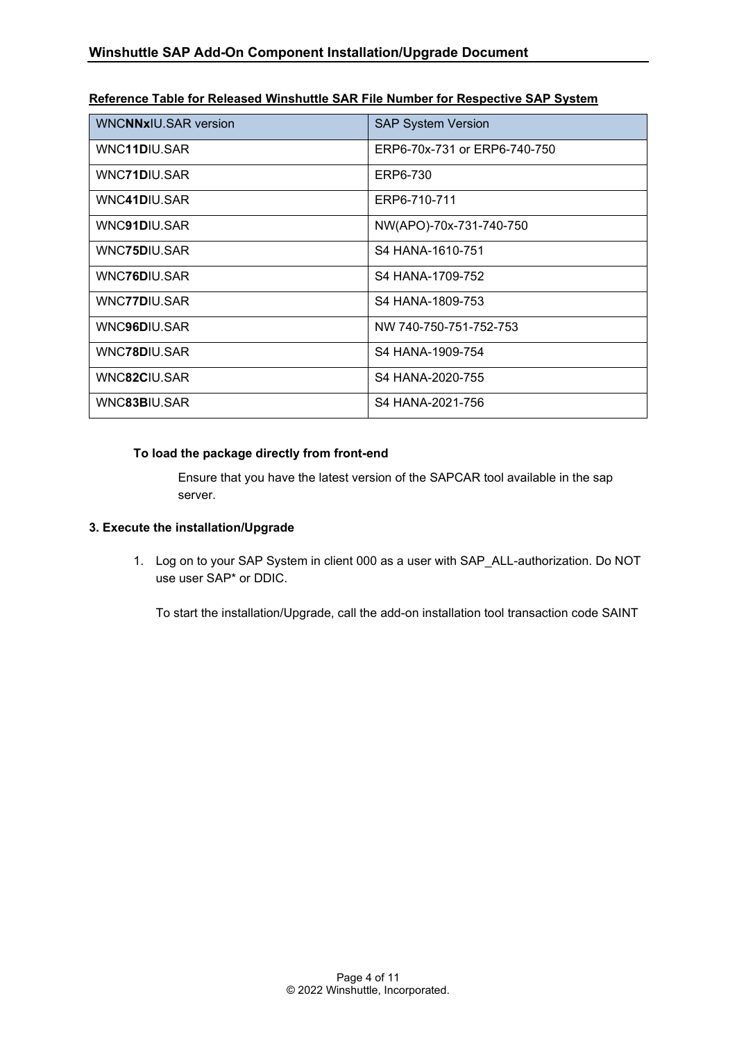**Reference Table for Released Winshuttle SAR File Number for Respective SAP System**

| WNC**NNx**IU.SAR version | SAP System Version |
| --- | --- |
| WNC**11D**IU.SAR | ERP6-70x-731 or ERP6-740-750 |
| WNC**71D**IU.SAR | ERP6-730 |
| WNC**41D**IU.SAR | ERP6-710-711 |
| WNC**91D**IU.SAR | NW(APO)-70x-731-740-750 |
| WNC**75D**IU.SAR | S4 HANA-1610-751 |
| WNC**76D**IU.SAR | S4 HANA-1709-752 |
| WNC**77D**IU.SAR | S4 HANA-1809-753 |
| WNC**96D**IU.SAR | NW 740-750-751-752-753 |
| WNC**78D**IU.SAR | S4 HANA-1909-754 |
| WNC**82C**IU.SAR | S4 HANA-2020-755 |
| WNC**83B**IU.SAR | S4 HANA-2021-756 |

**To load the package directly from front-end**

Ensure that you have the latest version of the SAPCAR tool available in the sap server.

**3. Execute the installation/Upgrade**

1. Log on to your SAP System in client 000 as a user with SAP_ALL-authorization. Do NOT use user SAP* or DDIC.

   To start the installation/Upgrade, call the add-on installation tool transaction code SAINT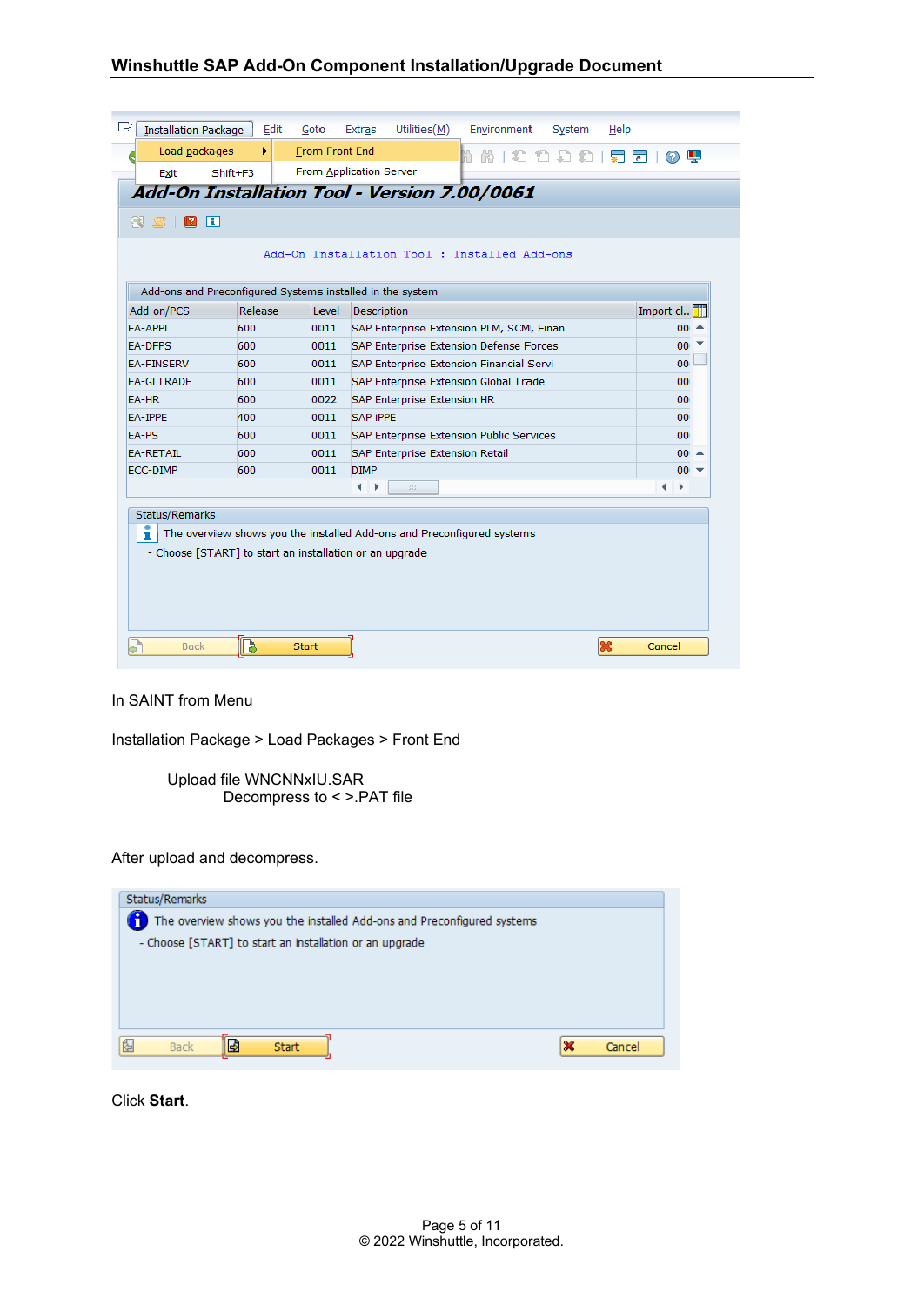In SAINT from Menu

Installation Package > Load Packages > Front End

Upload file WNCNNxIU.SAR
Decompress to < >.PAT file

After upload and decompress.

Click **Start**.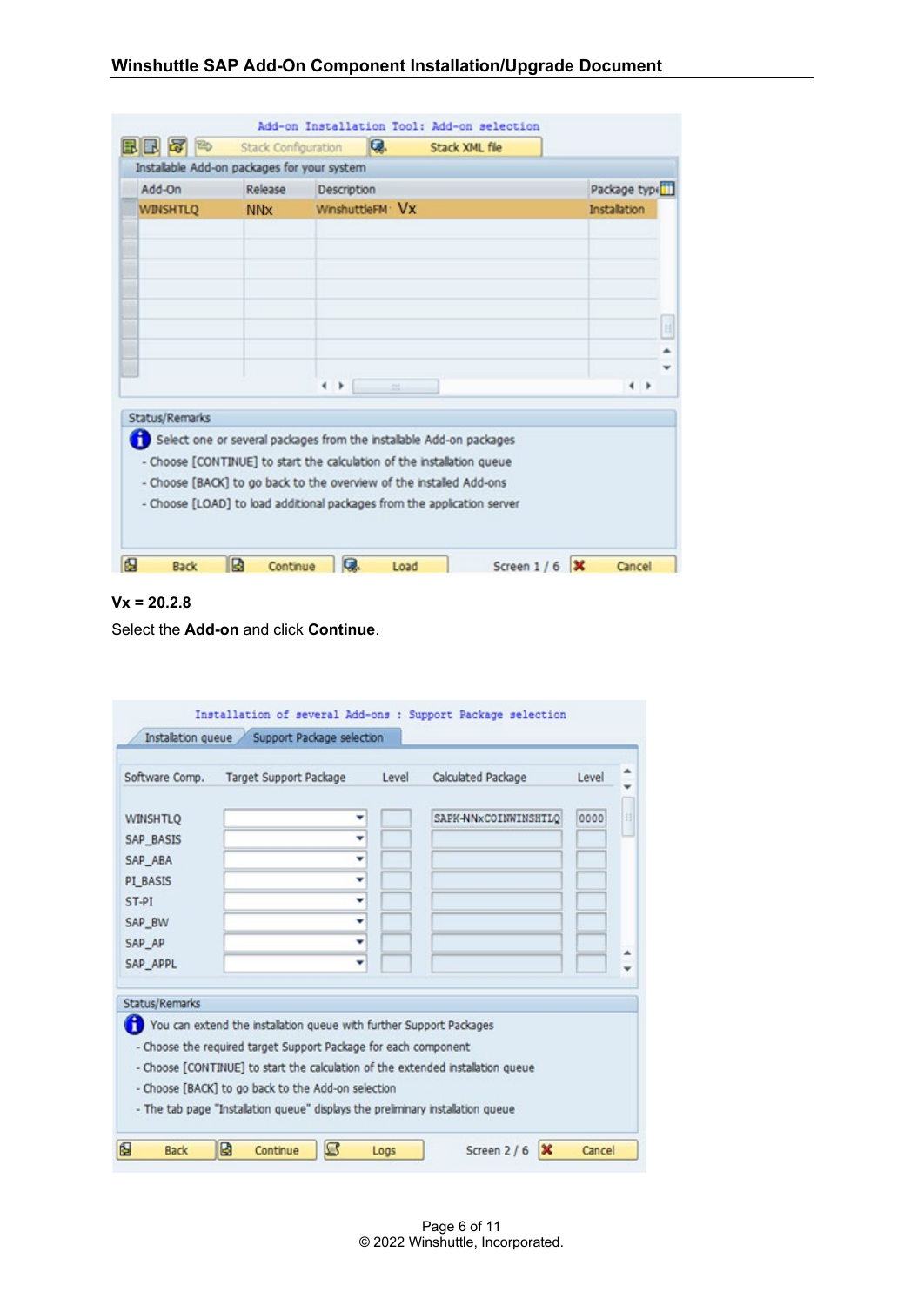Add-on Installation Tool: Add-on selection

Stack Configuration | Stack XML file

Installable Add-on packages for your system

| Add-On | Release | Description | Package type |
| --- | --- | --- | --- |
| WINSHTLQ | NNx | WinshuttleFM Vx | Installation |

Status/Remarks

Select one or several packages from the installable Add-on packages

- Choose [CONTINUE] to start the calculation of the installation queue
- Choose [BACK] to go back to the overview of the installed Add-ons
- Choose [LOAD] to load additional packages from the application server

Back | Continue | Load | Screen 1 / 6 | Cancel

**Vx = 20.2.8**

Select the **Add-on** and click **Continue**.

Installation of several Add-ons : Support Package selection

Installation queue | Support Package selection

| Software Comp. | Target Support Package | Level | Calculated Package | Level |
| --- | --- | --- | --- | --- |
| WINSHTLQ | | | SAPK-NNxCOINWINSHTLQ | 0000 |
| SAP_BASIS | | | | |
| SAP_ABA | | | | |
| PI_BASIS | | | | |
| ST-PI | | | | |
| SAP_BW | | | | |
| SAP_AP | | | | |
| SAP_APPL | | | | |

Status/Remarks

You can extend the installation queue with further Support Packages

- Choose the required target Support Package for each component
- Choose [CONTINUE] to start the calculation of the extended installation queue
- Choose [BACK] to go back to the Add-on selection
- The tab page "Installation queue" displays the preliminary installation queue

Back | Continue | Logs | Screen 2 / 6 | Cancel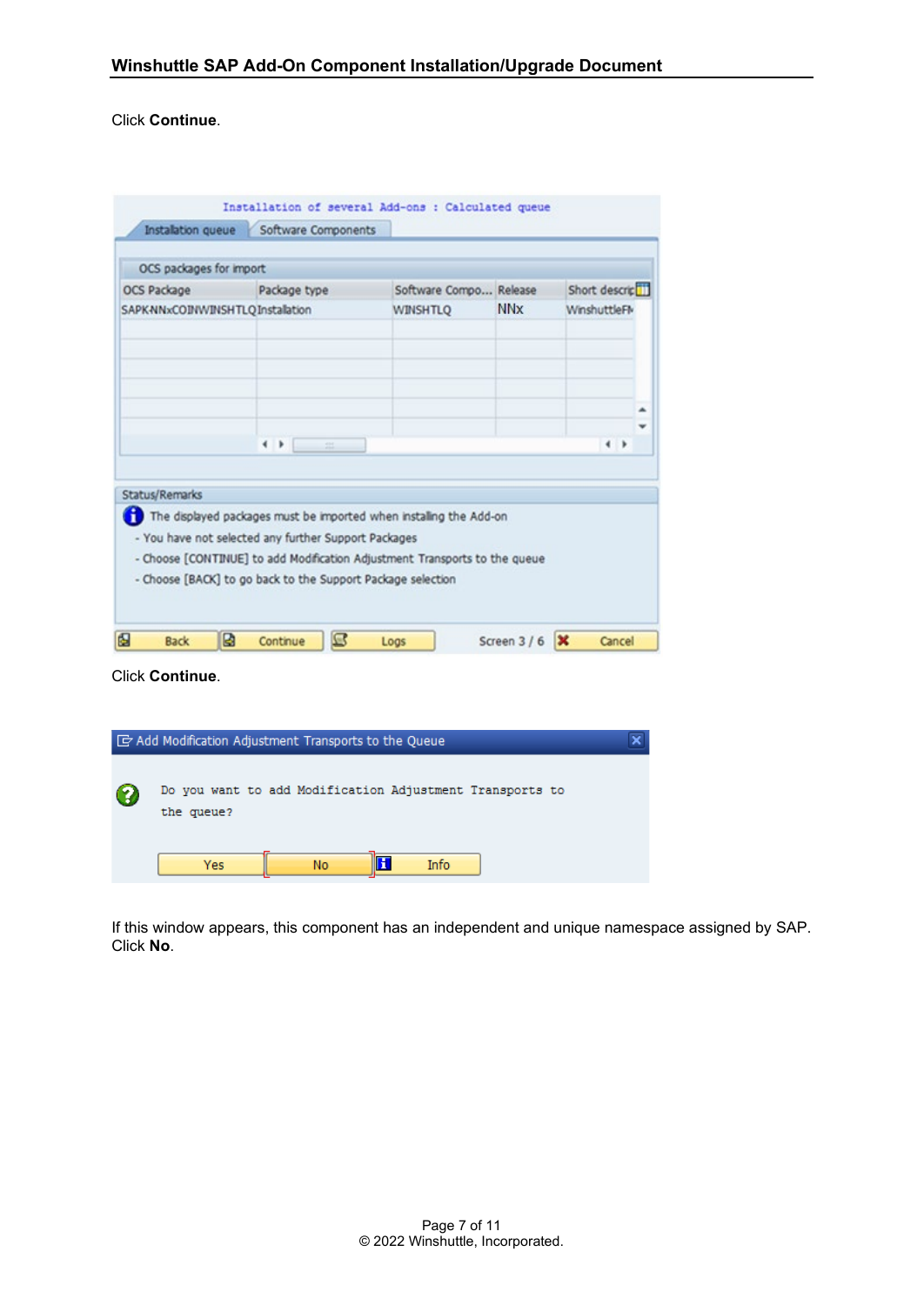Click **Continue**.

Click **Continue**.

If this window appears, this component has an independent and unique namespace assigned by SAP. Click **No**.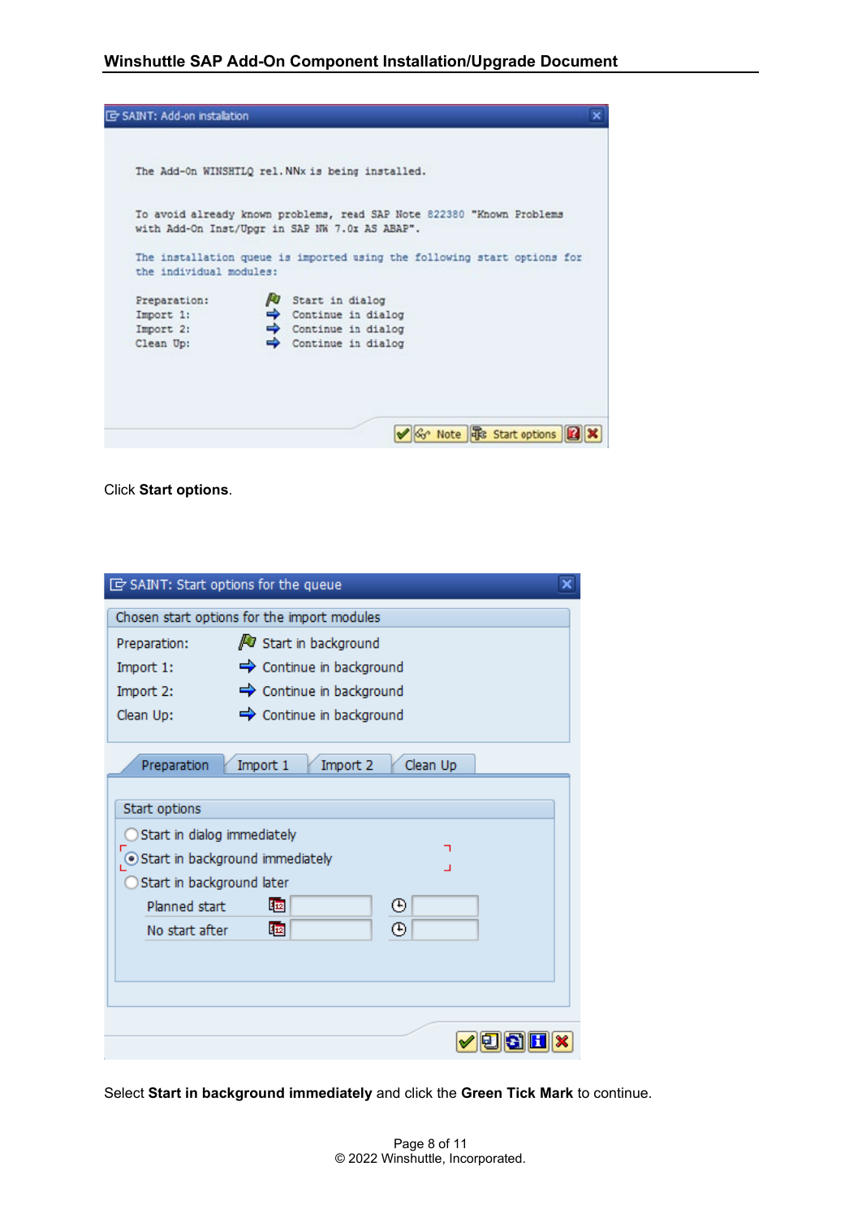SAINT: Add-on installation

The Add-On WINSHTLQ rel.NNx is being installed.

To avoid already known problems, read SAP Note 822380 "Known Problems with Add-On Inst/Upgr in SAP NW 7.0x AS ABAP".

The installation queue is imported using the following start options for the individual modules:

| | |
|---|---|
| Preparation: | Start in dialog |
| Import 1: | Continue in dialog |
| Import 2: | Continue in dialog |
| Clean Up: | Continue in dialog |

Note | Start options

Click **Start options**.

SAINT: Start options for the queue

Chosen start options for the import modules

| | |
|---|---|
| Preparation: | Start in background |
| Import 1: | Continue in background |
| Import 2: | Continue in background |
| Clean Up: | Continue in background |

Preparation | Import 1 | Import 2 | Clean Up

Start options

- Start in dialog immediately
- Start in background immediately
- Start in background later

Planned start

No start after

Select **Start in background immediately** and click the **Green Tick Mark** to continue.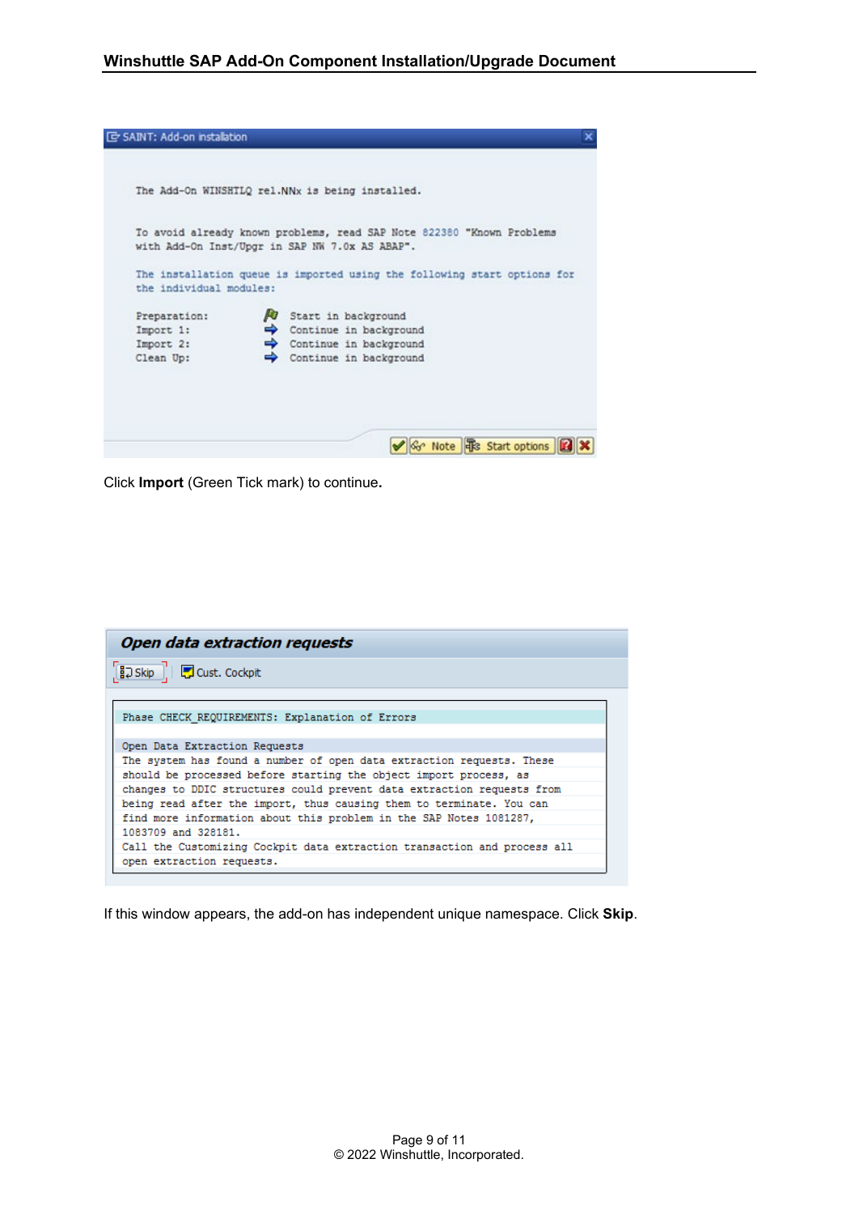SAINT: Add-on installation

The Add-On WINSHTLQ rel.NNx is being installed.

To avoid already known problems, read SAP Note 822380 "Known Problems with Add-On Inst/Upgr in SAP NW 7.0x AS ABAP".

The installation queue is imported using the following start options for the individual modules:

Preparation: Start in background
Import 1: Continue in background
Import 2: Continue in background
Clean Up: Continue in background

Note | Start options

Click **Import** (Green Tick mark) to continue.

***Open data extraction requests***

Skip | Cust. Cockpit

Phase CHECK_REQUIREMENTS: Explanation of Errors

Open Data Extraction Requests
The system has found a number of open data extraction requests. These should be processed before starting the object import process, as changes to DDIC structures could prevent data extraction requests from being read after the import, thus causing them to terminate. You can find more information about this problem in the SAP Notes 1081287, 1083709 and 328181.
Call the Customizing Cockpit data extraction transaction and process all open extraction requests.

If this window appears, the add-on has independent unique namespace. Click **Skip**.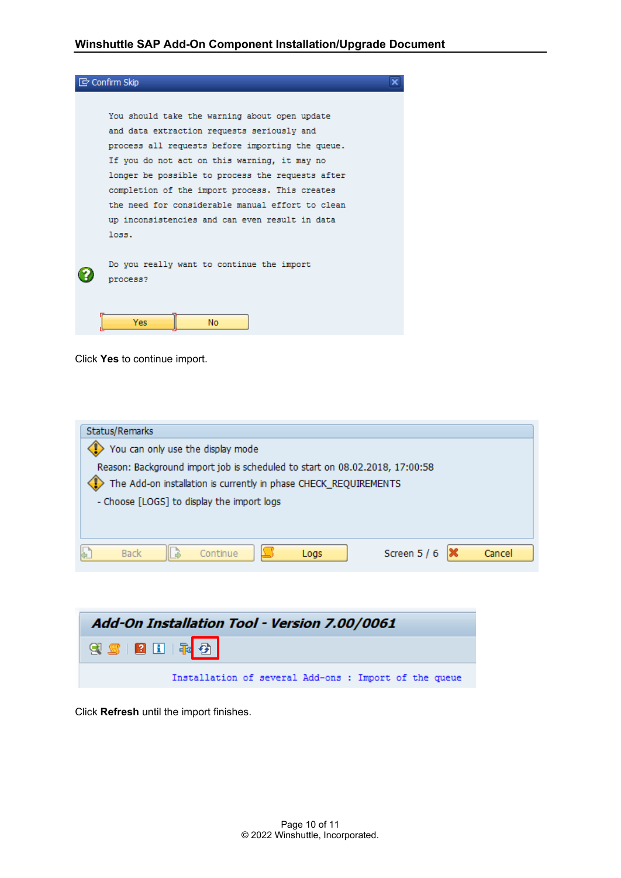Confirm Skip

You should take the warning about open update and data extraction requests seriously and process all requests before importing the queue. If you do not act on this warning, it may no longer be possible to process the requests after completion of the import process. This creates the need for considerable manual effort to clean up inconsistencies and can even result in data loss.

Do you really want to continue the import process?

Yes No

Click **Yes** to continue import.

Status/Remarks

You can only use the display mode

Reason: Background import job is scheduled to start on 08.02.2018, 17:00:58

The Add-on installation is currently in phase CHECK_REQUIREMENTS

- Choose [LOGS] to display the import logs

Back Continue Logs Screen 5 / 6 Cancel

Add-On Installation Tool - Version 7.00/0061

Installation of several Add-ons : Import of the queue

Click **Refresh** until the import finishes.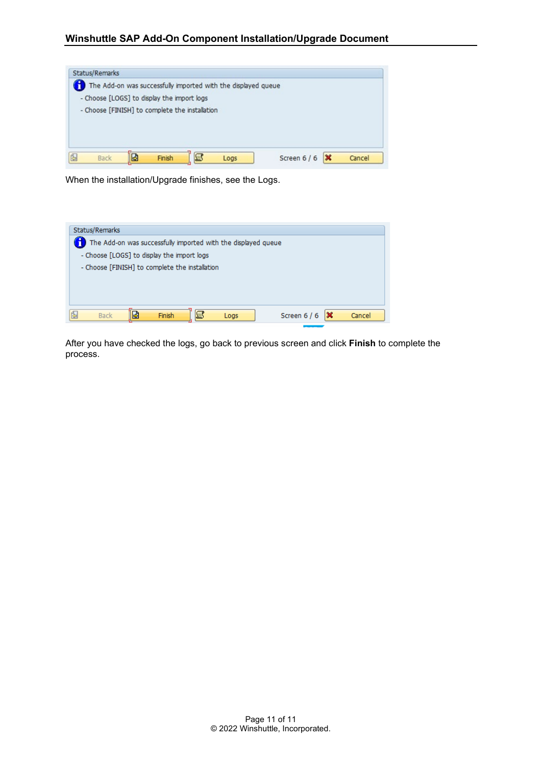When the installation/Upgrade finishes, see the Logs.

After you have checked the logs, go back to previous screen and click **Finish** to complete the process.